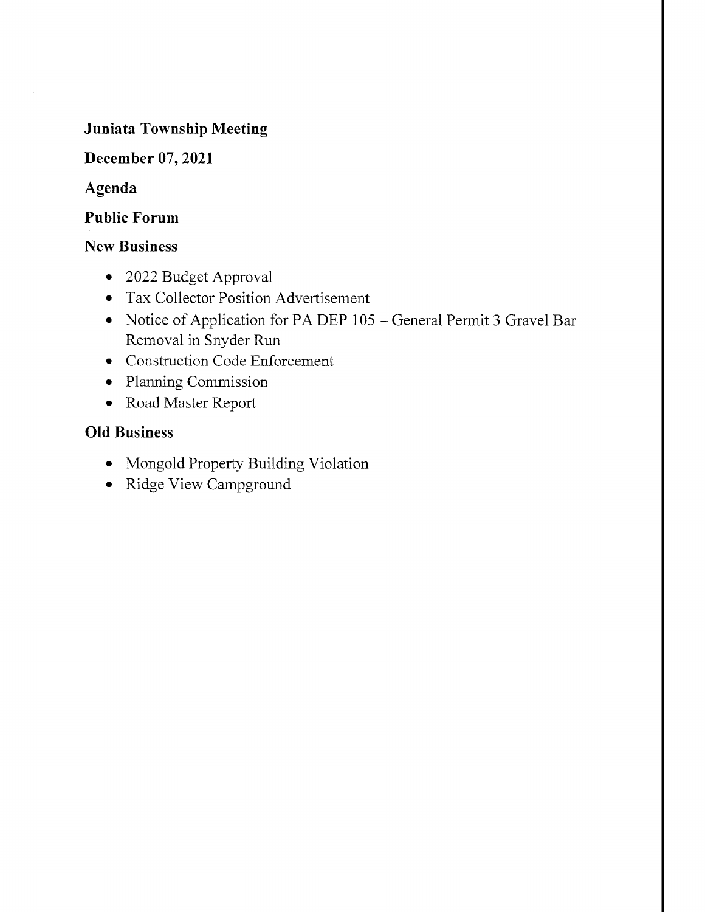**Juniata Township Meeting**

**December 07, 2021**

**Agenda**

**Public Forum**

**New Business**

- 2022 Budget Approval
- Tax Collector Position Advertisement
- Notice of Application for PA DEP 105 – General Permit 3 Gravel Bar Removal in Snyder Run
- Construction Code Enforcement
- Planning Commission
- Road Master Report

**Old Business**

- Mongold Property Building Violation
- Ridge View Campground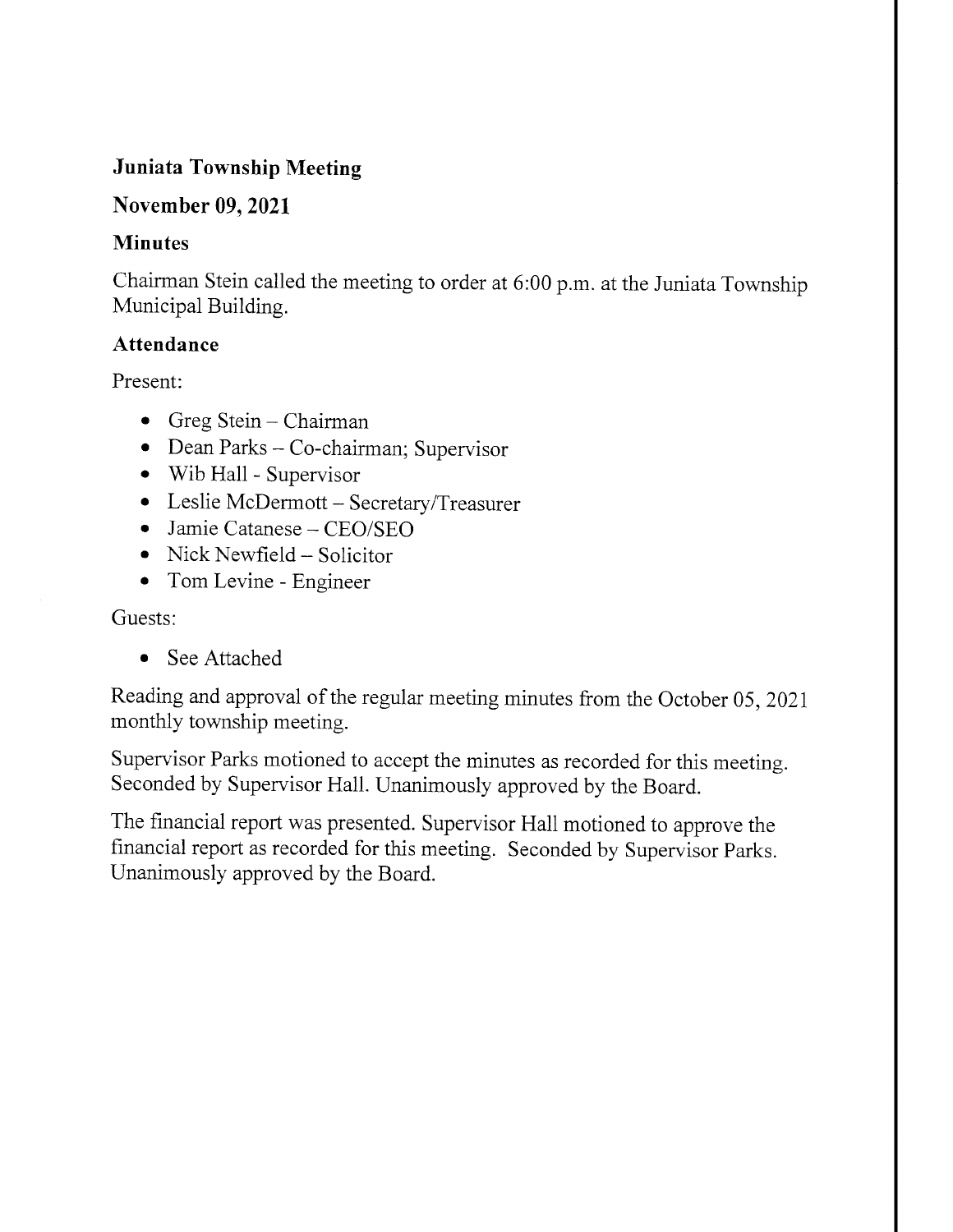## Juniata Township Meeting

## November 09, 2021

### Minutes

Chairman Stein called the meeting to order at 6:00 p.m. at the Juniata Township Municipal Building.

### Attendance

Present:

- Greg Stein – Chairman
- Dean Parks – Co-chairman; Supervisor
- Wib Hall - Supervisor
- Leslie McDermott – Secretary/Treasurer
- Jamie Catanese – CEO/SEO
- Nick Newfield – Solicitor
- Tom Levine - Engineer

Guests:

- See Attached

Reading and approval of the regular meeting minutes from the October 05, 2021 monthly township meeting.

Supervisor Parks motioned to accept the minutes as recorded for this meeting. Seconded by Supervisor Hall. Unanimously approved by the Board.

The financial report was presented. Supervisor Hall motioned to approve the financial report as recorded for this meeting. Seconded by Supervisor Parks. Unanimously approved by the Board.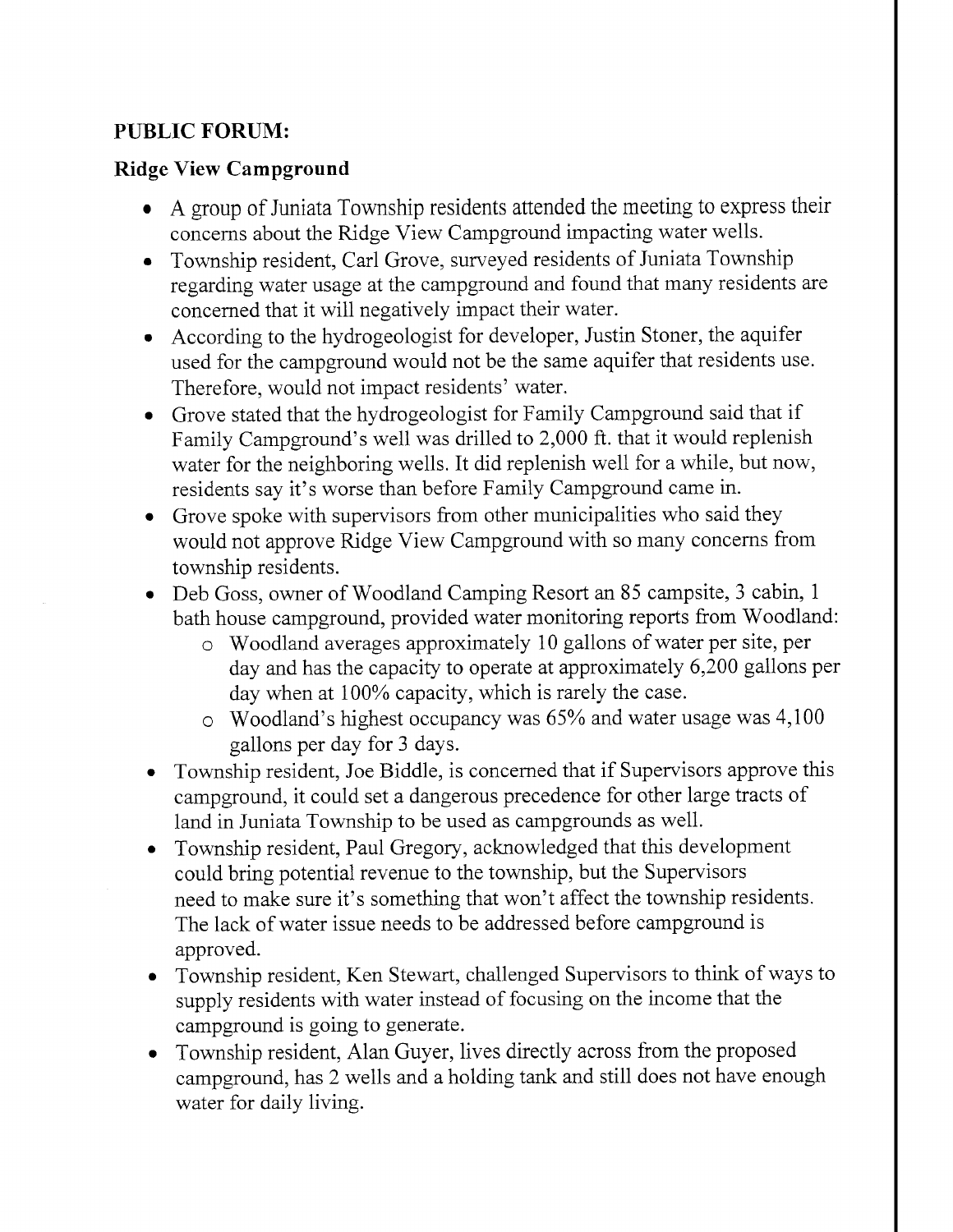## PUBLIC FORUM:

### Ridge View Campground

- A group of Juniata Township residents attended the meeting to express their concerns about the Ridge View Campground impacting water wells.
- Township resident, Carl Grove, surveyed residents of Juniata Township regarding water usage at the campground and found that many residents are concerned that it will negatively impact their water.
- According to the hydrogeologist for developer, Justin Stoner, the aquifer used for the campground would not be the same aquifer that residents use. Therefore, would not impact residents' water.
- Grove stated that the hydrogeologist for Family Campground said that if Family Campground's well was drilled to 2,000 ft. that it would replenish water for the neighboring wells. It did replenish well for a while, but now, residents say it's worse than before Family Campground came in.
- Grove spoke with supervisors from other municipalities who said they would not approve Ridge View Campground with so many concerns from township residents.
- Deb Goss, owner of Woodland Camping Resort an 85 campsite, 3 cabin, 1 bath house campground, provided water monitoring reports from Woodland:
  - Woodland averages approximately 10 gallons of water per site, per day and has the capacity to operate at approximately 6,200 gallons per day when at 100% capacity, which is rarely the case.
  - Woodland's highest occupancy was 65% and water usage was 4,100 gallons per day for 3 days.
- Township resident, Joe Biddle, is concerned that if Supervisors approve this campground, it could set a dangerous precedence for other large tracts of land in Juniata Township to be used as campgrounds as well.
- Township resident, Paul Gregory, acknowledged that this development could bring potential revenue to the township, but the Supervisors need to make sure it's something that won't affect the township residents. The lack of water issue needs to be addressed before campground is approved.
- Township resident, Ken Stewart, challenged Supervisors to think of ways to supply residents with water instead of focusing on the income that the campground is going to generate.
- Township resident, Alan Guyer, lives directly across from the proposed campground, has 2 wells and a holding tank and still does not have enough water for daily living.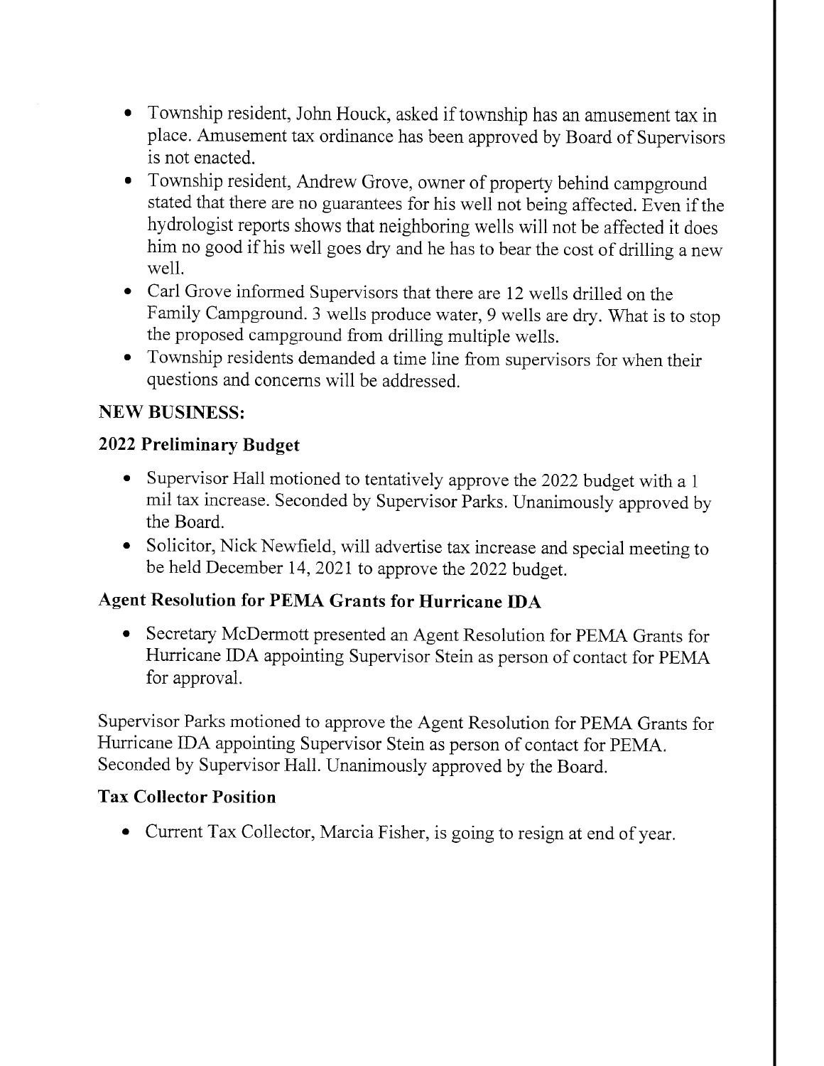- Township resident, John Houck, asked if township has an amusement tax in place. Amusement tax ordinance has been approved by Board of Supervisors is not enacted.
- Township resident, Andrew Grove, owner of property behind campground stated that there are no guarantees for his well not being affected. Even if the hydrologist reports shows that neighboring wells will not be affected it does him no good if his well goes dry and he has to bear the cost of drilling a new well.
- Carl Grove informed Supervisors that there are 12 wells drilled on the Family Campground. 3 wells produce water, 9 wells are dry. What is to stop the proposed campground from drilling multiple wells.
- Township residents demanded a time line from supervisors for when their questions and concerns will be addressed.

**NEW BUSINESS:**

**2022 Preliminary Budget**

- Supervisor Hall motioned to tentatively approve the 2022 budget with a 1 mil tax increase. Seconded by Supervisor Parks. Unanimously approved by the Board.
- Solicitor, Nick Newfield, will advertise tax increase and special meeting to be held December 14, 2021 to approve the 2022 budget.

**Agent Resolution for PEMA Grants for Hurricane IDA**

- Secretary McDermott presented an Agent Resolution for PEMA Grants for Hurricane IDA appointing Supervisor Stein as person of contact for PEMA for approval.

Supervisor Parks motioned to approve the Agent Resolution for PEMA Grants for Hurricane IDA appointing Supervisor Stein as person of contact for PEMA. Seconded by Supervisor Hall. Unanimously approved by the Board.

**Tax Collector Position**

- Current Tax Collector, Marcia Fisher, is going to resign at end of year.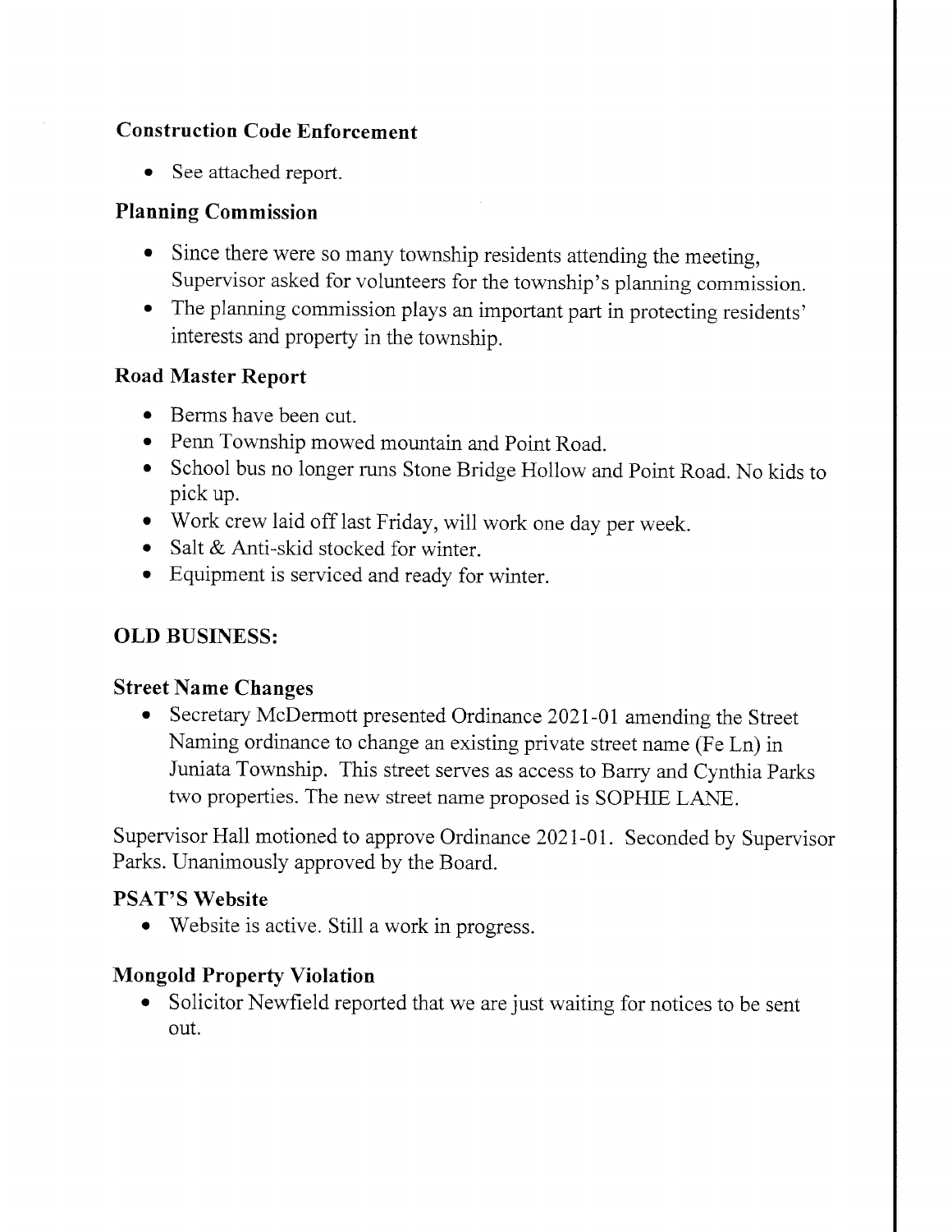### Construction Code Enforcement

- See attached report.

### Planning Commission

- Since there were so many township residents attending the meeting, Supervisor asked for volunteers for the township's planning commission.
- The planning commission plays an important part in protecting residents' interests and property in the township.

### Road Master Report

- Berms have been cut.
- Penn Township mowed mountain and Point Road.
- School bus no longer runs Stone Bridge Hollow and Point Road. No kids to pick up.
- Work crew laid off last Friday, will work one day per week.
- Salt & Anti-skid stocked for winter.
- Equipment is serviced and ready for winter.

## OLD BUSINESS:

### Street Name Changes

- Secretary McDermott presented Ordinance 2021-01 amending the Street Naming ordinance to change an existing private street name (Fe Ln) in Juniata Township. This street serves as access to Barry and Cynthia Parks two properties. The new street name proposed is SOPHIE LANE.

Supervisor Hall motioned to approve Ordinance 2021-01. Seconded by Supervisor Parks. Unanimously approved by the Board.

### PSAT'S Website

- Website is active. Still a work in progress.

### Mongold Property Violation

- Solicitor Newfield reported that we are just waiting for notices to be sent out.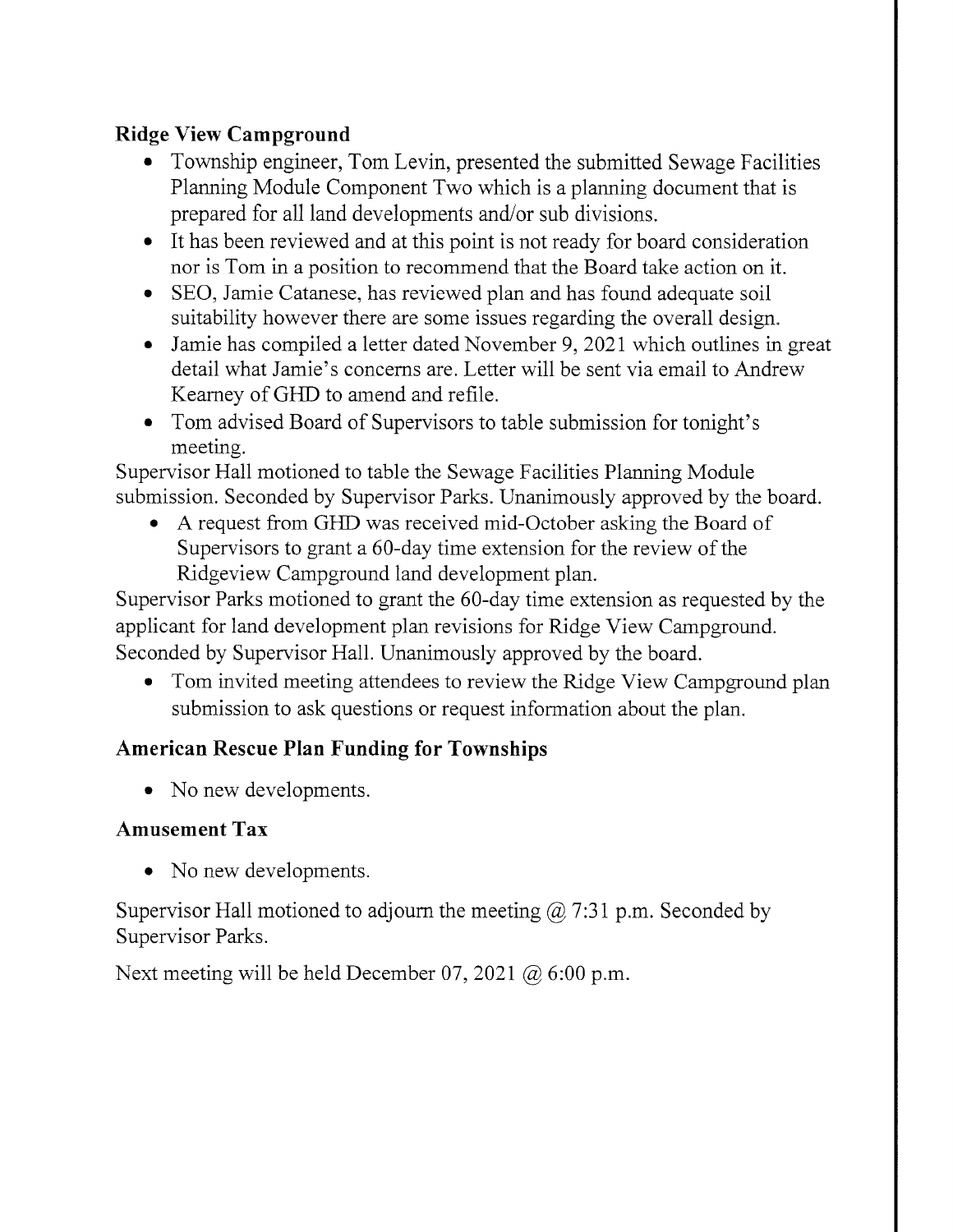## Ridge View Campground

- Township engineer, Tom Levin, presented the submitted Sewage Facilities Planning Module Component Two which is a planning document that is prepared for all land developments and/or sub divisions.
- It has been reviewed and at this point is not ready for board consideration nor is Tom in a position to recommend that the Board take action on it.
- SEO, Jamie Catanese, has reviewed plan and has found adequate soil suitability however there are some issues regarding the overall design.
- Jamie has compiled a letter dated November 9, 2021 which outlines in great detail what Jamie's concerns are. Letter will be sent via email to Andrew Kearney of GHD to amend and refile.
- Tom advised Board of Supervisors to table submission for tonight's meeting.

Supervisor Hall motioned to table the Sewage Facilities Planning Module submission. Seconded by Supervisor Parks. Unanimously approved by the board.

- A request from GHD was received mid-October asking the Board of Supervisors to grant a 60-day time extension for the review of the Ridgeview Campground land development plan.

Supervisor Parks motioned to grant the 60-day time extension as requested by the applicant for land development plan revisions for Ridge View Campground. Seconded by Supervisor Hall. Unanimously approved by the board.

- Tom invited meeting attendees to review the Ridge View Campground plan submission to ask questions or request information about the plan.

## American Rescue Plan Funding for Townships

- No new developments.

## Amusement Tax

- No new developments.

Supervisor Hall motioned to adjourn the meeting @ 7:31 p.m. Seconded by Supervisor Parks.

Next meeting will be held December 07, 2021 @ 6:00 p.m.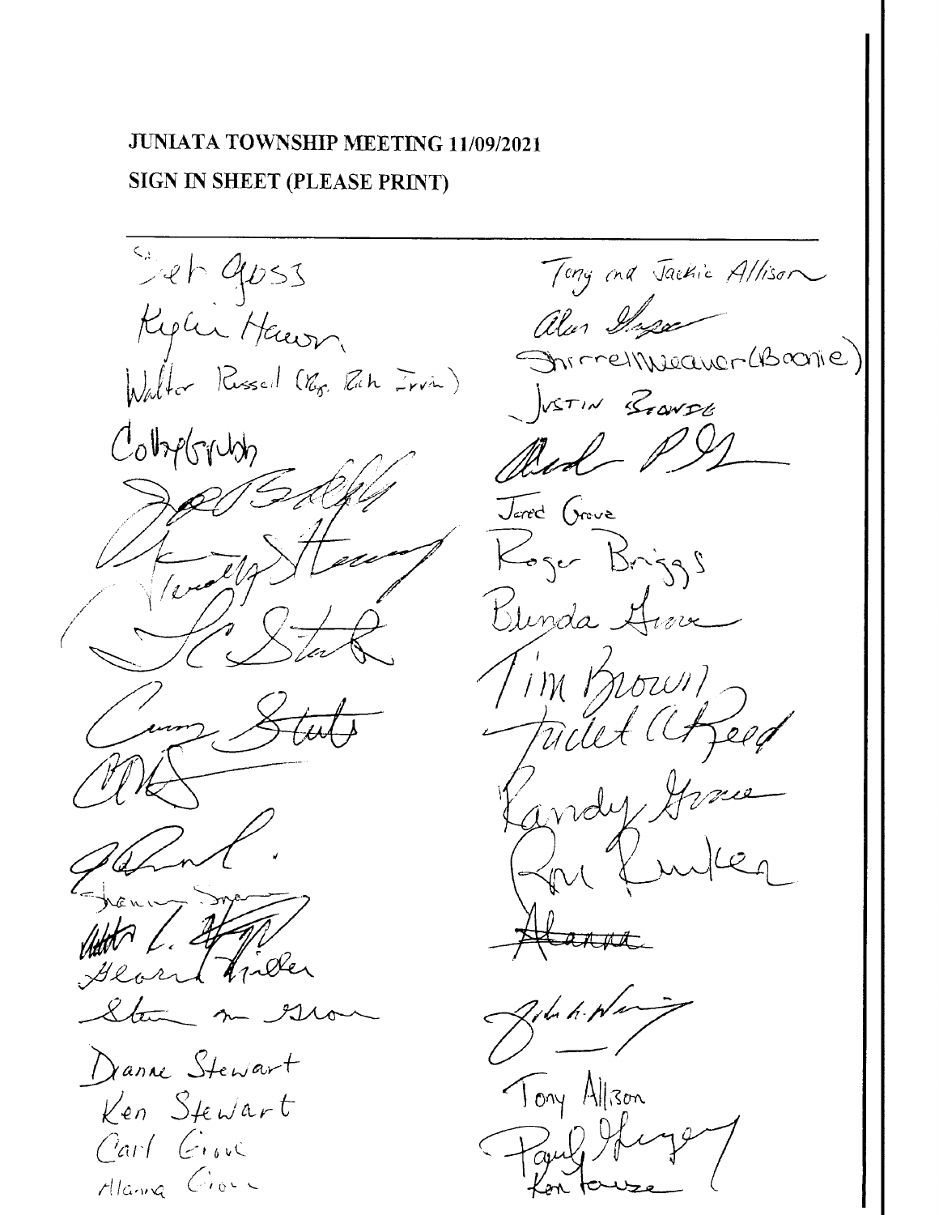# JUNIATA TOWNSHIP MEETING 11/09/2021

## SIGN IN SHEET (PLEASE PRINT)

---

Seth Goss
Kylie Hawn
Walter Russell (Rep. Rich Irvin)
Colby Grubb
Joe Boddy
Timothy Henry
J C Stark
Cury Stutts
(illegible signature)
(illegible signature)
Shannon Snare
(illegible signature)
Gleason Miller
Stan m Grove
Dianne Stewart
Ken Stewart
Carl Grove
Alanna Grove

Tony and Jackie Allison
Alan (illegible)
Sherrell Weaver (Boonie)
Justin Brode
(illegible signature)
Jared Grove
Roger Briggs
Brenda Grove
Tim Brown
Juliet (illegible) Reed
Randy Grove
Ron Kunker
~~Alanna~~
John H. (illegible)
Tony Allison
Paul (illegible)
Ken Fouse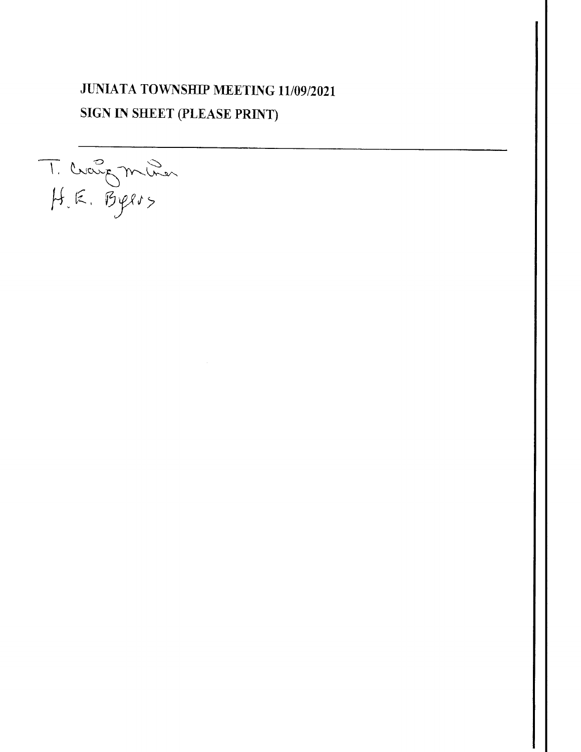**JUNIATA TOWNSHIP MEETING 11/09/2021**

**SIGN IN SHEET (PLEASE PRINT)**

---

T. Craig Miller

H. E. Byers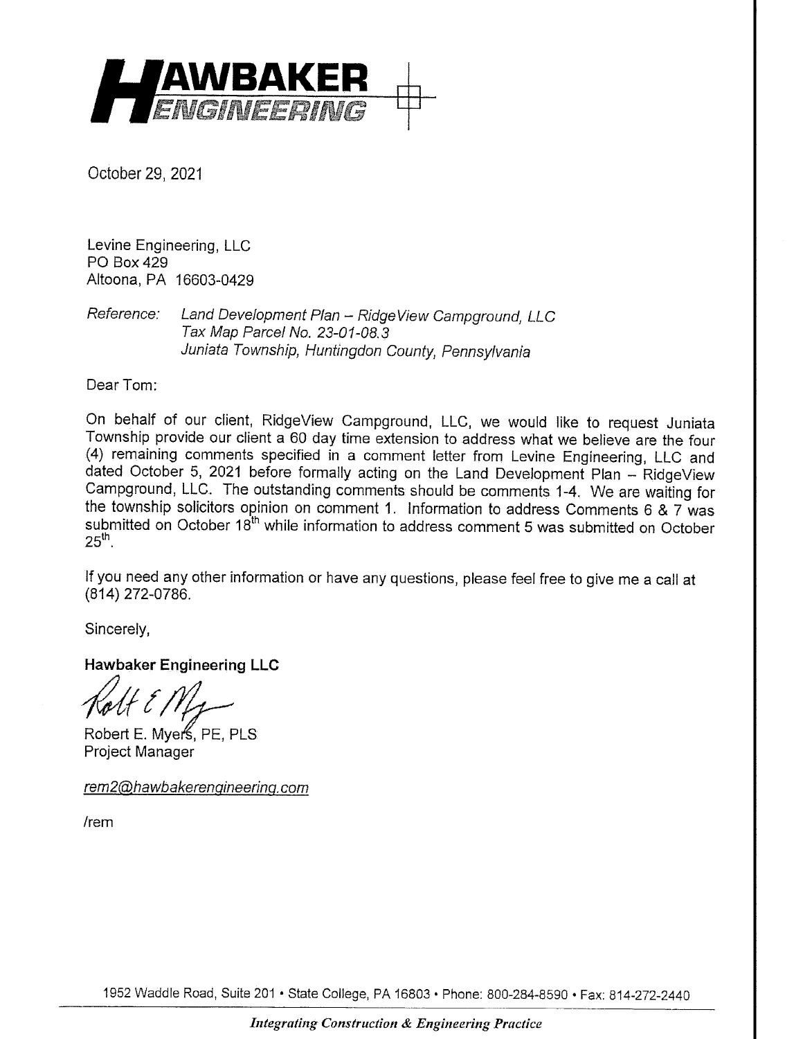**HAWBAKER ENGINEERING**

October 29, 2021

Levine Engineering, LLC
PO Box 429
Altoona, PA 16603-0429

*Reference: Land Development Plan – RidgeView Campground, LLC*
*Tax Map Parcel No. 23-01-08.3*
*Juniata Township, Huntingdon County, Pennsylvania*

Dear Tom:

On behalf of our client, RidgeView Campground, LLC, we would like to request Juniata Township provide our client a 60 day time extension to address what we believe are the four (4) remaining comments specified in a comment letter from Levine Engineering, LLC and dated October 5, 2021 before formally acting on the Land Development Plan – RidgeView Campground, LLC. The outstanding comments should be comments 1-4. We are waiting for the township solicitors opinion on comment 1. Information to address Comments 6 & 7 was submitted on October 18th while information to address comment 5 was submitted on October 25th.

If you need any other information or have any questions, please feel free to give me a call at (814) 272-0786.

Sincerely,

**Hawbaker Engineering LLC**

Robert E. Myers, PE, PLS
Project Manager

*rem2@hawbakerengineering.com*

/rem

1952 Waddle Road, Suite 201 • State College, PA 16803 • Phone: 800-284-8590 • Fax: 814-272-2440

*Integrating Construction & Engineering Practice*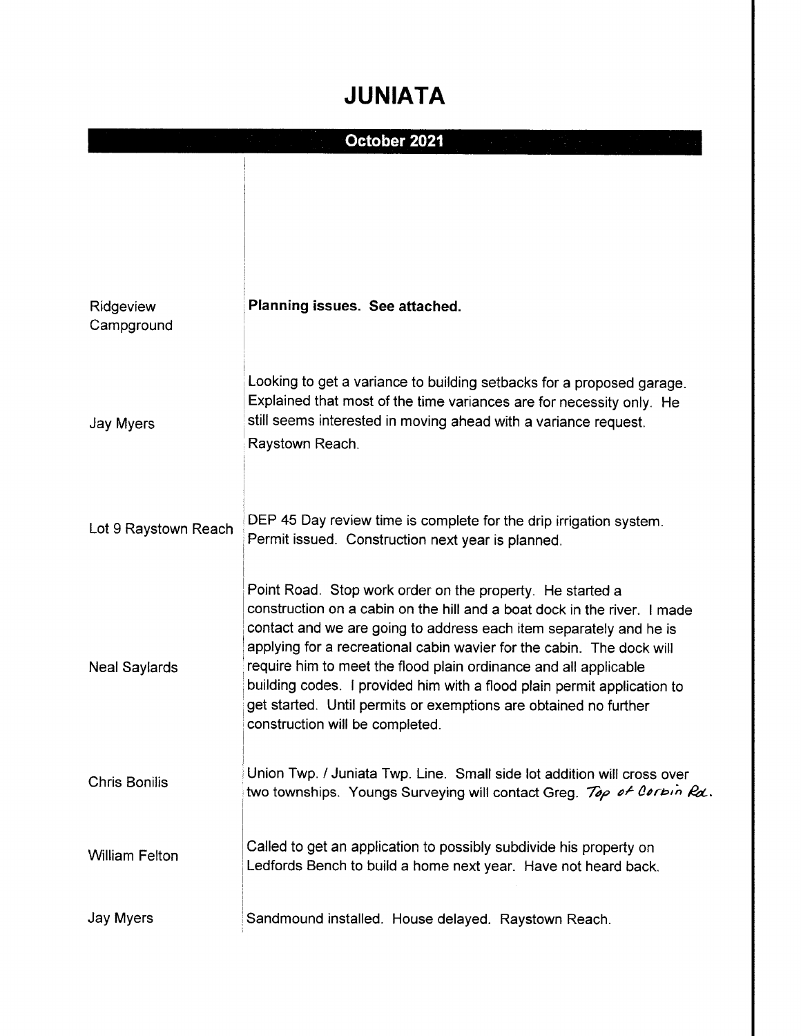# JUNIATA

| October 2021 | |
|---|---|
| Ridgeview Campground | **Planning issues. See attached.** |
| Jay Myers | Looking to get a variance to building setbacks for a proposed garage. Explained that most of the time variances are for necessity only. He still seems interested in moving ahead with a variance request. Raystown Reach. |
| Lot 9 Raystown Reach | DEP 45 Day review time is complete for the drip irrigation system. Permit issued. Construction next year is planned. |
| Neal Saylards | Point Road. Stop work order on the property. He started a construction on a cabin on the hill and a boat dock in the river. I made contact and we are going to address each item separately and he is applying for a recreational cabin wavier for the cabin. The dock will require him to meet the flood plain ordinance and all applicable building codes. I provided him with a flood plain permit application to get started. Until permits or exemptions are obtained no further construction will be completed. |
| Chris Bonilis | Union Twp. / Juniata Twp. Line. Small side lot addition will cross over two townships. Youngs Surveying will contact Greg. *Top of Corbin Rd.* |
| William Felton | Called to get an application to possibly subdivide his property on Ledfords Bench to build a home next year. Have not heard back. |
| Jay Myers | Sandmound installed. House delayed. Raystown Reach. |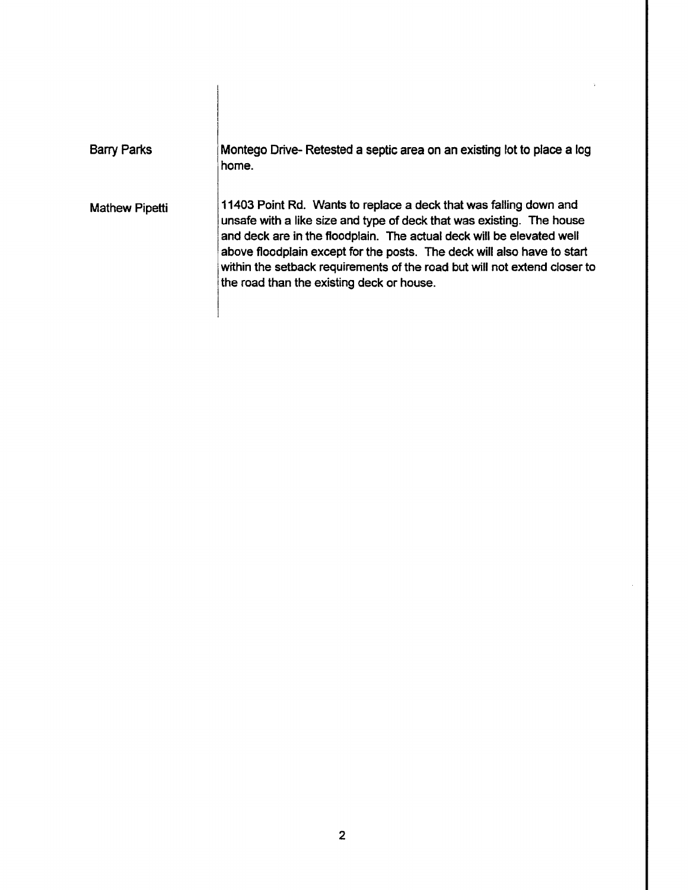| | |
|---|---|
| Barry Parks | Montego Drive- Retested a septic area on an existing lot to place a log home. |
| Mathew Pipetti | 11403 Point Rd. Wants to replace a deck that was falling down and unsafe with a like size and type of deck that was existing. The house and deck are in the floodplain. The actual deck will be elevated well above floodplain except for the posts. The deck will also have to start within the setback requirements of the road but will not extend closer to the road than the existing deck or house. |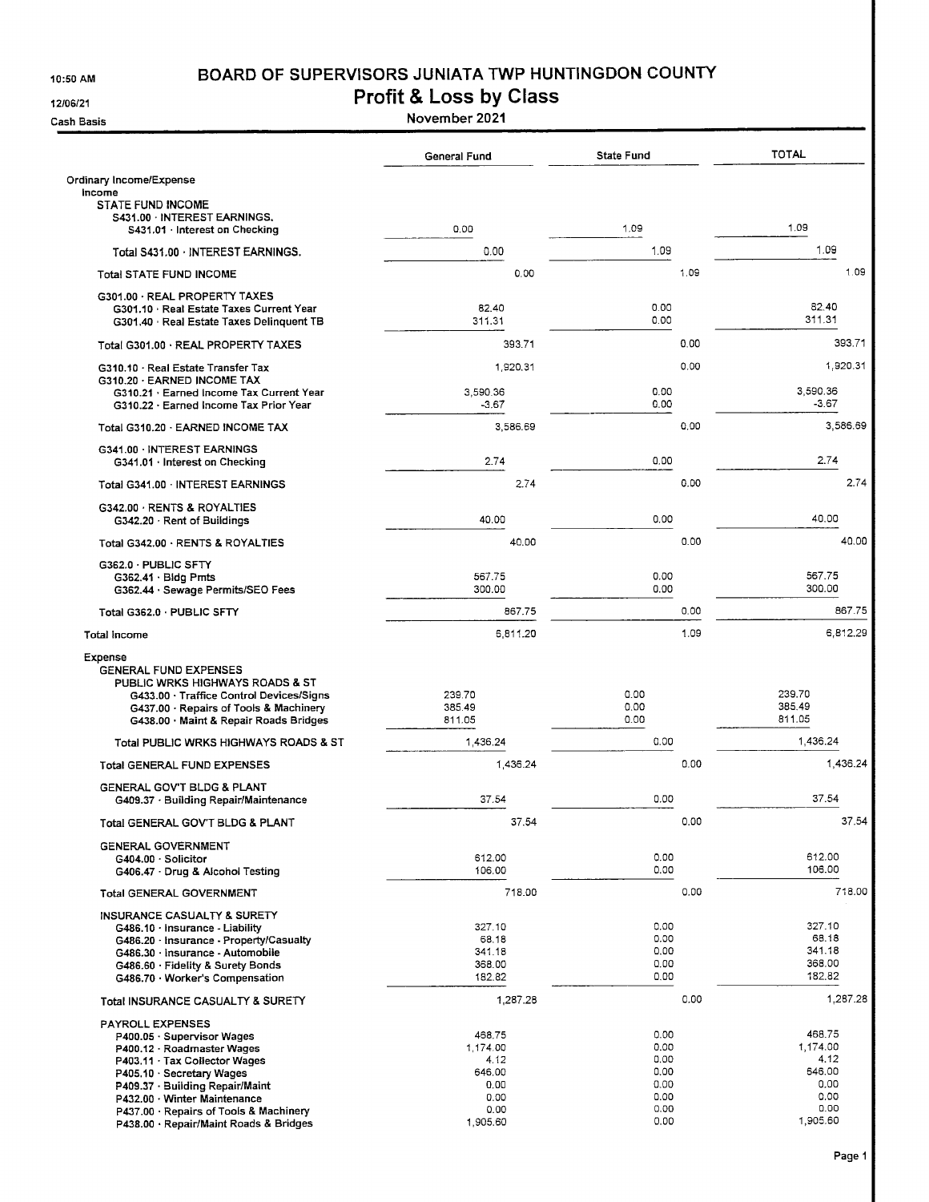# BOARD OF SUPERVISORS JUNIATA TWP HUNTINGDON COUNTY

## Profit & Loss by Class

November 2021

10:50 AM
12/06/21
Cash Basis

| | General Fund | State Fund | TOTAL |
|---|---|---|---|
| **Ordinary Income/Expense** | | | |
| **Income** | | | |
| STATE FUND INCOME | | | |
| S431.00 · INTEREST EARNINGS. | | | |
| S431.01 · Interest on Checking | 0.00 | 1.09 | 1.09 |
| Total S431.00 · INTEREST EARNINGS. | 0.00 | 1.09 | 1.09 |
| Total STATE FUND INCOME | 0.00 | 1.09 | 1.09 |
| G301.00 · REAL PROPERTY TAXES | | | |
| G301.10 · Real Estate Taxes Current Year | 82.40 | 0.00 | 82.40 |
| G301.40 · Real Estate Taxes Delinquent TB | 311.31 | 0.00 | 311.31 |
| Total G301.00 · REAL PROPERTY TAXES | 393.71 | 0.00 | 393.71 |
| G310.10 · Real Estate Transfer Tax | 1,920.31 | 0.00 | 1,920.31 |
| G310.20 · EARNED INCOME TAX | | | |
| G310.21 · Earned Income Tax Current Year | 3,590.36 | 0.00 | 3,590.36 |
| G310.22 · Earned Income Tax Prior Year | -3.67 | 0.00 | -3.67 |
| Total G310.20 · EARNED INCOME TAX | 3,586.69 | 0.00 | 3,586.69 |
| G341.00 · INTEREST EARNINGS | | | |
| G341.01 · Interest on Checking | 2.74 | 0.00 | 2.74 |
| Total G341.00 · INTEREST EARNINGS | 2.74 | 0.00 | 2.74 |
| G342.00 · RENTS & ROYALTIES | | | |
| G342.20 · Rent of Buildings | 40.00 | 0.00 | 40.00 |
| Total G342.00 · RENTS & ROYALTIES | 40.00 | 0.00 | 40.00 |
| G362.0 · PUBLIC SFTY | | | |
| G362.41 · Bldg Pmts | 567.75 | 0.00 | 567.75 |
| G362.44 · Sewage Permits/SEO Fees | 300.00 | 0.00 | 300.00 |
| Total G362.0 · PUBLIC SFTY | 867.75 | 0.00 | 867.75 |
| **Total Income** | 6,811.20 | 1.09 | 6,812.29 |
| **Expense** | | | |
| GENERAL FUND EXPENSES | | | |
| PUBLIC WRKS HIGHWAYS ROADS & ST | | | |
| G433.00 · Traffice Control Devices/Signs | 239.70 | 0.00 | 239.70 |
| G437.00 · Repairs of Tools & Machinery | 385.49 | 0.00 | 385.49 |
| G438.00 · Maint & Repair Roads Bridges | 811.05 | 0.00 | 811.05 |
| Total PUBLIC WRKS HIGHWAYS ROADS & ST | 1,436.24 | 0.00 | 1,436.24 |
| Total GENERAL FUND EXPENSES | 1,436.24 | 0.00 | 1,436.24 |
| GENERAL GOV'T BLDG & PLANT | | | |
| G409.37 · Building Repair/Maintenance | 37.54 | 0.00 | 37.54 |
| Total GENERAL GOV'T BLDG & PLANT | 37.54 | 0.00 | 37.54 |
| GENERAL GOVERNMENT | | | |
| G404.00 · Solicitor | 612.00 | 0.00 | 612.00 |
| G406.47 · Drug & Alcohol Testing | 106.00 | 0.00 | 106.00 |
| Total GENERAL GOVERNMENT | 718.00 | 0.00 | 718.00 |
| INSURANCE CASUALTY & SURETY | | | |
| G486.10 · Insurance - Liability | 327.10 | 0.00 | 327.10 |
| G486.20 · Insurance - Property/Casualty | 68.18 | 0.00 | 68.18 |
| G486.30 · Insurance - Automobile | 341.18 | 0.00 | 341.18 |
| G486.60 · Fidelity & Surety Bonds | 368.00 | 0.00 | 368.00 |
| G486.70 · Worker's Compensation | 182.82 | 0.00 | 182.82 |
| Total INSURANCE CASUALTY & SURETY | 1,287.28 | 0.00 | 1,287.28 |
| PAYROLL EXPENSES | | | |
| P400.05 · Supervisor Wages | 468.75 | 0.00 | 468.75 |
| P400.12 · Roadmaster Wages | 1,174.00 | 0.00 | 1,174.00 |
| P403.11 · Tax Collector Wages | 4.12 | 0.00 | 4.12 |
| P405.10 · Secretary Wages | 646.00 | 0.00 | 646.00 |
| P409.37 · Building Repair/Maint | 0.00 | 0.00 | 0.00 |
| P432.00 · Winter Maintenance | 0.00 | 0.00 | 0.00 |
| P437.00 · Repairs of Tools & Machinery | 0.00 | 0.00 | 0.00 |
| P438.00 · Repair/Maint Roads & Bridges | 1,905.60 | 0.00 | 1,905.60 |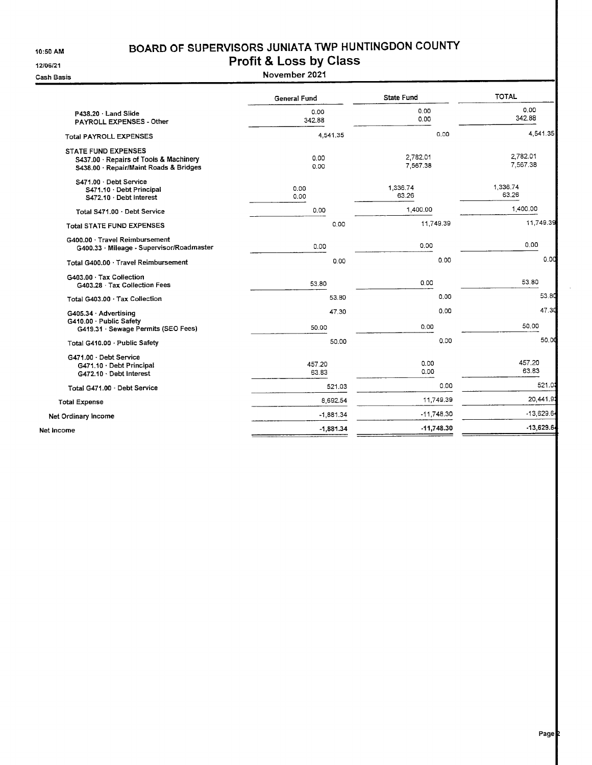# BOARD OF SUPERVISORS JUNIATA TWP HUNTINGDON COUNTY

## Profit & Loss by Class

10:50 AM
12/06/21
Cash Basis

November 2021

| | General Fund | State Fund | TOTAL |
|---|---|---|---|
| P438.20 · Land Slide | 0.00 | 0.00 | 0.00 |
| PAYROLL EXPENSES - Other | 342.88 | 0.00 | 342.88 |
| Total PAYROLL EXPENSES | 4,541.35 | 0.00 | 4,541.35 |
| STATE FUND EXPENSES | | | |
| S437.00 · Repairs of Tools & Machinery | 0.00 | 2,782.01 | 2,782.01 |
| S438.00 · Repair/Maint Roads & Bridges | 0.00 | 7,567.38 | 7,567.38 |
| S471.00 · Debt Service | | | |
| S471.10 · Debt Principal | 0.00 | 1,336.74 | 1,336.74 |
| S472.10 · Debt Interest | 0.00 | 63.26 | 63.26 |
| Total S471.00 · Debt Service | 0.00 | 1,400.00 | 1,400.00 |
| Total STATE FUND EXPENSES | 0.00 | 11,749.39 | 11,749.39 |
| G400.00 · Travel Reimbursement | | | |
| G400.33 · Mileage - Supervisor/Roadmaster | 0.00 | 0.00 | 0.00 |
| Total G400.00 · Travel Reimbursement | 0.00 | 0.00 | 0.00 |
| G403.00 · Tax Collection | | | |
| G403.28 · Tax Collection Fees | 53.80 | 0.00 | 53.80 |
| Total G403.00 · Tax Collection | 53.80 | 0.00 | 53.80 |
| G405.34 · Advertising | 47.30 | 0.00 | 47.30 |
| G410.00 · Public Safety | | | |
| G419.31 · Sewage Permits (SEO Fees) | 50.00 | 0.00 | 50.00 |
| Total G410.00 · Public Safety | 50.00 | 0.00 | 50.00 |
| G471.00 · Debt Service | | | |
| G471.10 · Debt Principal | 457.20 | 0.00 | 457.20 |
| G472.10 · Debt Interest | 63.83 | 0.00 | 63.83 |
| Total G471.00 · Debt Service | 521.03 | 0.00 | 521.03 |
| Total Expense | 8,692.54 | 11,749.39 | 20,441.93 |
| Net Ordinary Income | -1,881.34 | -11,748.30 | -13,629.64 |
| Net Income | -1,881.34 | -11,748.30 | -13,629.64 |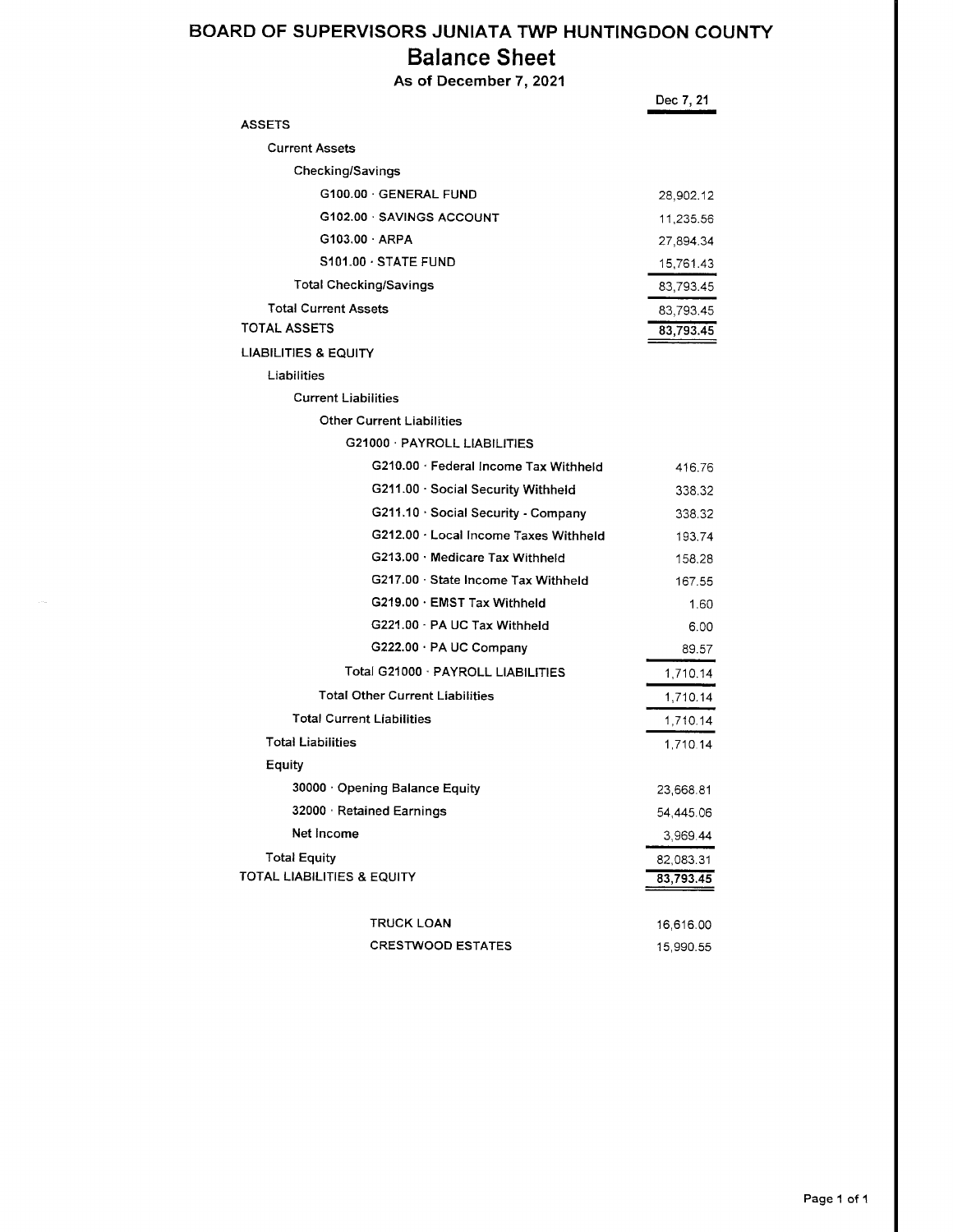# BOARD OF SUPERVISORS JUNIATA TWP HUNTINGDON COUNTY

## Balance Sheet

**As of December 7, 2021**

| | Dec 7, 21 |
|---|---|
| **ASSETS** | |
| Current Assets | |
| Checking/Savings | |
| G100.00 · GENERAL FUND | 28,902.12 |
| G102.00 · SAVINGS ACCOUNT | 11,235.56 |
| G103.00 · ARPA | 27,894.34 |
| S101.00 · STATE FUND | 15,761.43 |
| Total Checking/Savings | 83,793.45 |
| Total Current Assets | 83,793.45 |
| **TOTAL ASSETS** | **83,793.45** |
| **LIABILITIES & EQUITY** | |
| Liabilities | |
| Current Liabilities | |
| Other Current Liabilities | |
| G21000 · PAYROLL LIABILITIES | |
| G210.00 · Federal Income Tax Withheld | 416.76 |
| G211.00 · Social Security Withheld | 338.32 |
| G211.10 · Social Security - Company | 338.32 |
| G212.00 · Local Income Taxes Withheld | 193.74 |
| G213.00 · Medicare Tax Withheld | 158.28 |
| G217.00 · State Income Tax Withheld | 167.55 |
| G219.00 · EMST Tax Withheld | 1.60 |
| G221.00 · PA UC Tax Withheld | 6.00 |
| G222.00 · PA UC Company | 89.57 |
| Total G21000 · PAYROLL LIABILITIES | 1,710.14 |
| Total Other Current Liabilities | 1,710.14 |
| Total Current Liabilities | 1,710.14 |
| Total Liabilities | 1,710.14 |
| Equity | |
| 30000 · Opening Balance Equity | 23,668.81 |
| 32000 · Retained Earnings | 54,445.06 |
| Net Income | 3,969.44 |
| Total Equity | 82,083.31 |
| **TOTAL LIABILITIES & EQUITY** | **83,793.45** |
| | |
| TRUCK LOAN | 16,616.00 |
| CRESTWOOD ESTATES | 15,990.55 |